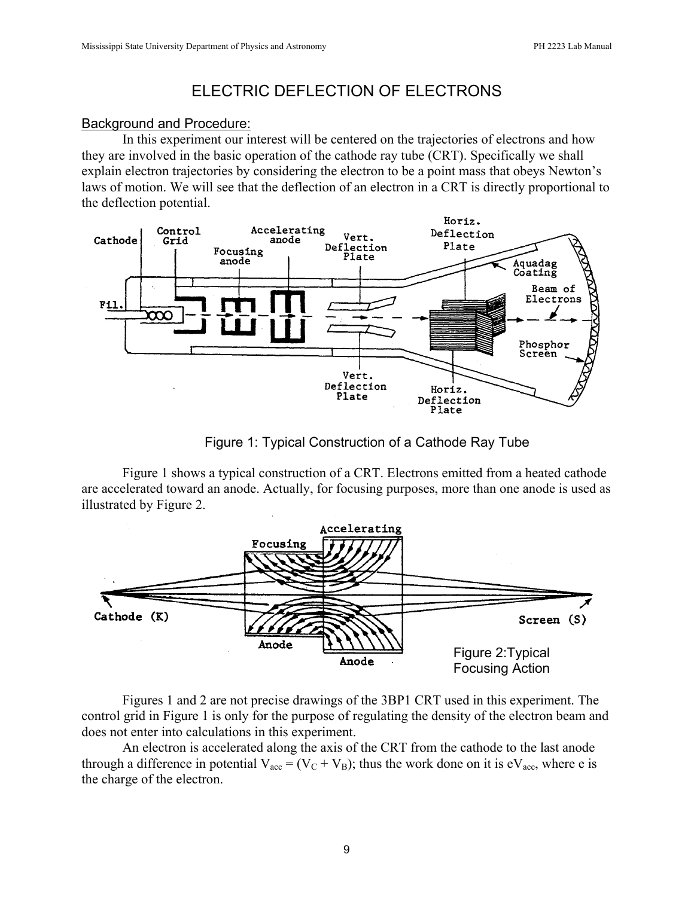# ELECTRIC DEFLECTION OF ELECTRONS

## Background and Procedure:

In this experiment our interest will be centered on the trajectories of electrons and how they are involved in the basic operation of the cathode ray tube (CRT). Specifically we shall explain electron trajectories by considering the electron to be a point mass that obeys Newton's laws of motion. We will see that the deflection of an electron in a CRT is directly proportional to the deflection potential.

Figure 1: Typical Construction of a Cathode Ray Tube

Figure 1 shows a typical construction of a CRT. Electrons emitted from a heated cathode are accelerated toward an anode. Actually, for focusing purposes, more than one anode is used as illustrated by Figure 2.

Figure 2:Typical Focusing Action

Figures 1 and 2 are not precise drawings of the 3BP1 CRT used in this experiment. The control grid in Figure 1 is only for the purpose of regulating the density of the electron beam and does not enter into calculations in this experiment.

An electron is accelerated along the axis of the CRT from the cathode to the last anode through a difference in potential $V_{acc} = (V_C + V_B)$; thus the work done on it is $eV_{acc}$, where e is the charge of the electron.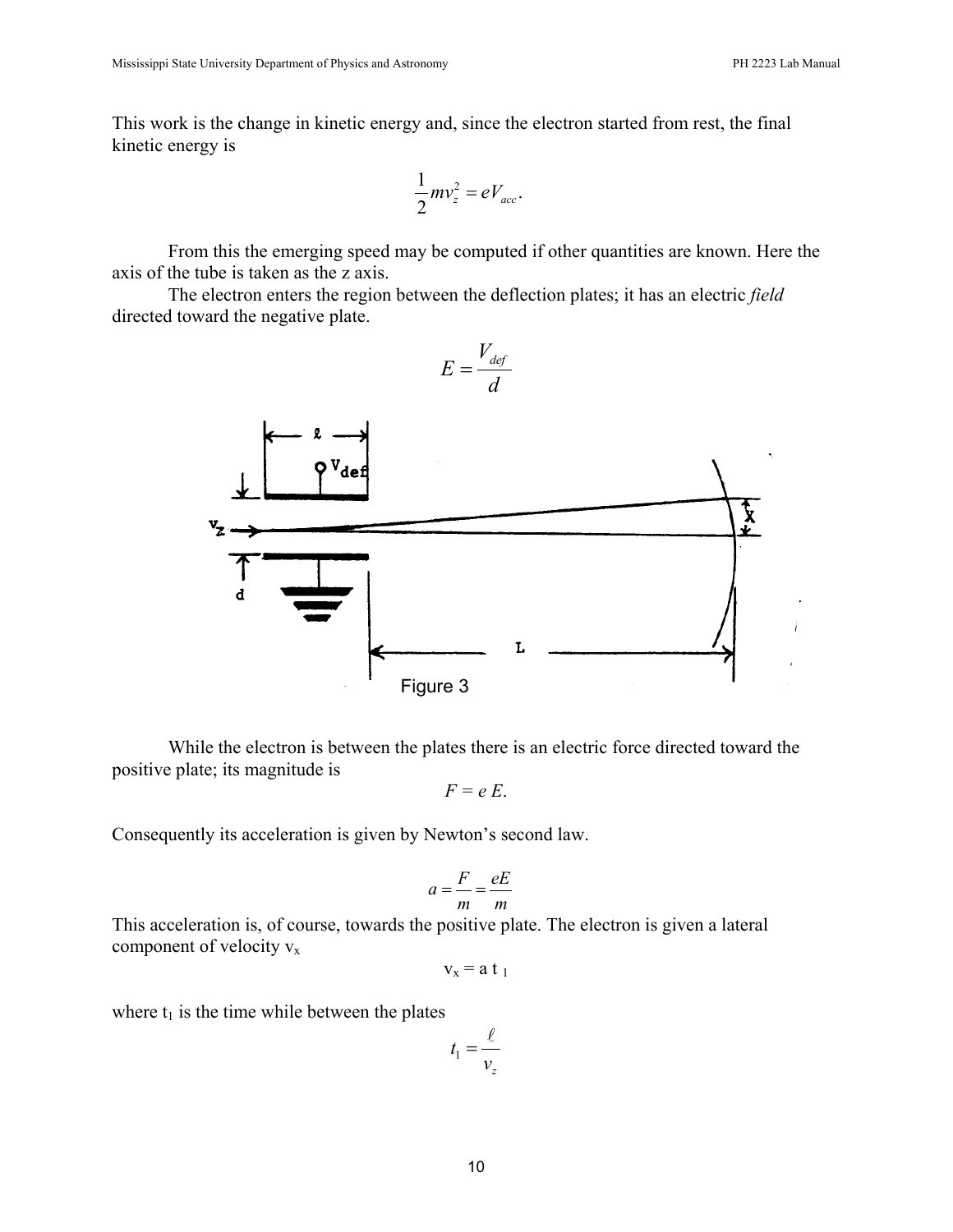This work is the change in kinetic energy and, since the electron started from rest, the final kinetic energy is

$$\frac{1}{2}mv_z^2 = eV_{acc}.$$

From this the emerging speed may be computed if other quantities are known. Here the axis of the tube is taken as the z axis.

The electron enters the region between the deflection plates; it has an electric *field* directed toward the negative plate.

$$E = \frac{V_{def}}{d}$$

Figure 3

While the electron is between the plates there is an electric force directed toward the positive plate; its magnitude is

$$F = e\,E.$$

Consequently its acceleration is given by Newton's second law.

$$a = \frac{F}{m} = \frac{eE}{m}$$

This acceleration is, of course, towards the positive plate. The electron is given a lateral component of velocity $v_x$

$$v_x = a\,t_1$$

where $t_1$ is the time while between the plates

$$t_1 = \frac{\ell}{v_z}$$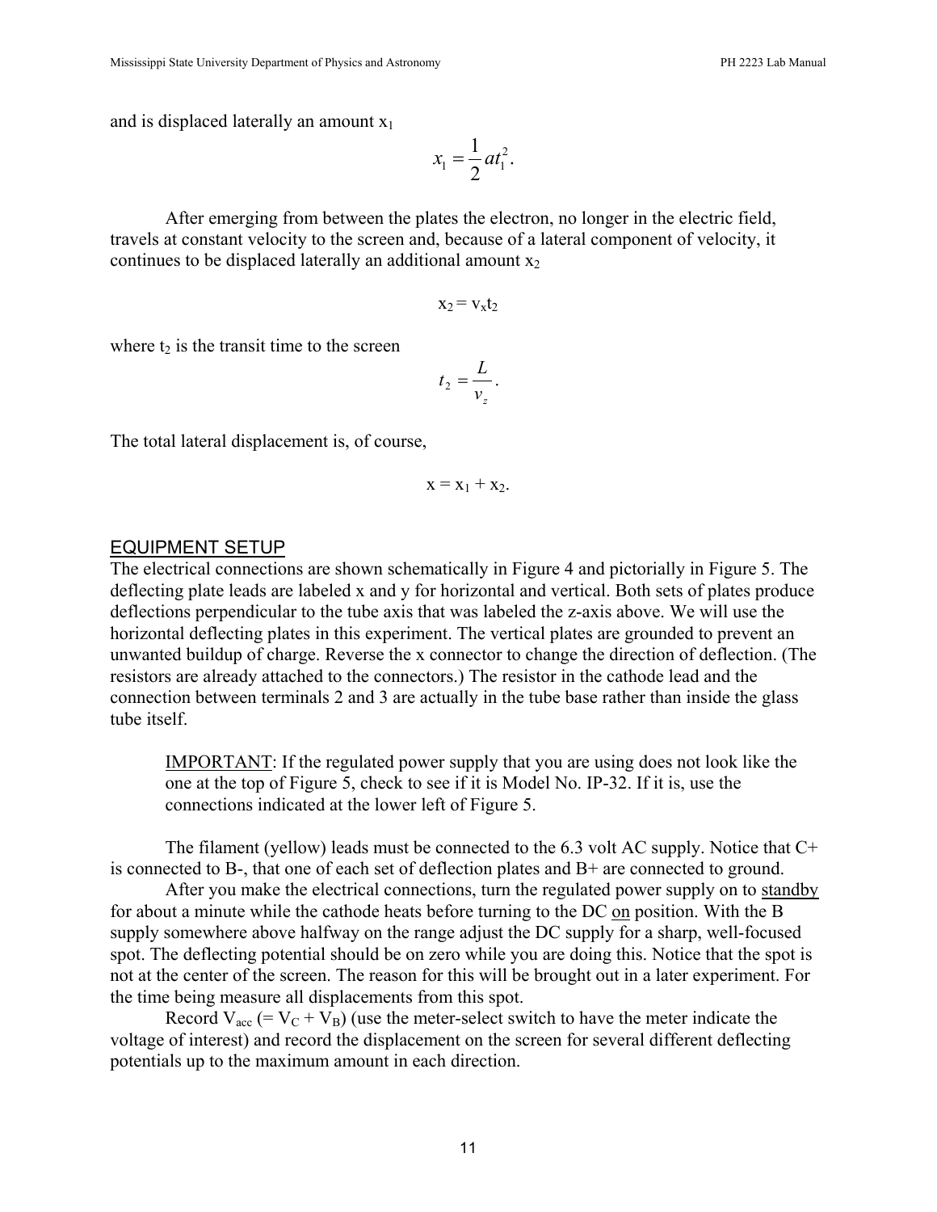and is displaced laterally an amount $x_1$

$$x_1 = \frac{1}{2}at_1^2.$$

After emerging from between the plates the electron, no longer in the electric field, travels at constant velocity to the screen and, because of a lateral component of velocity, it continues to be displaced laterally an additional amount $x_2$

$$x_2 = v_x t_2$$

where $t_2$ is the transit time to the screen

$$t_2 = \frac{L}{v_z}.$$

The total lateral displacement is, of course,

$$x = x_1 + x_2.$$

## EQUIPMENT SETUP

The electrical connections are shown schematically in Figure 4 and pictorially in Figure 5. The deflecting plate leads are labeled x and y for horizontal and vertical. Both sets of plates produce deflections perpendicular to the tube axis that was labeled the z-axis above. We will use the horizontal deflecting plates in this experiment. The vertical plates are grounded to prevent an unwanted buildup of charge. Reverse the x connector to change the direction of deflection. (The resistors are already attached to the connectors.) The resistor in the cathode lead and the connection between terminals 2 and 3 are actually in the tube base rather than inside the glass tube itself.

> IMPORTANT: If the regulated power supply that you are using does not look like the one at the top of Figure 5, check to see if it is Model No. IP-32. If it is, use the connections indicated at the lower left of Figure 5.

The filament (yellow) leads must be connected to the 6.3 volt AC supply. Notice that C+ is connected to B-, that one of each set of deflection plates and B+ are connected to ground.

After you make the electrical connections, turn the regulated power supply on to standby for about a minute while the cathode heats before turning to the DC on position. With the B supply somewhere above halfway on the range adjust the DC supply for a sharp, well-focused spot. The deflecting potential should be on zero while you are doing this. Notice that the spot is not at the center of the screen. The reason for this will be brought out in a later experiment. For the time being measure all displacements from this spot.

Record $V_{acc}$ (= $V_C + V_B$) (use the meter-select switch to have the meter indicate the voltage of interest) and record the displacement on the screen for several different deflecting potentials up to the maximum amount in each direction.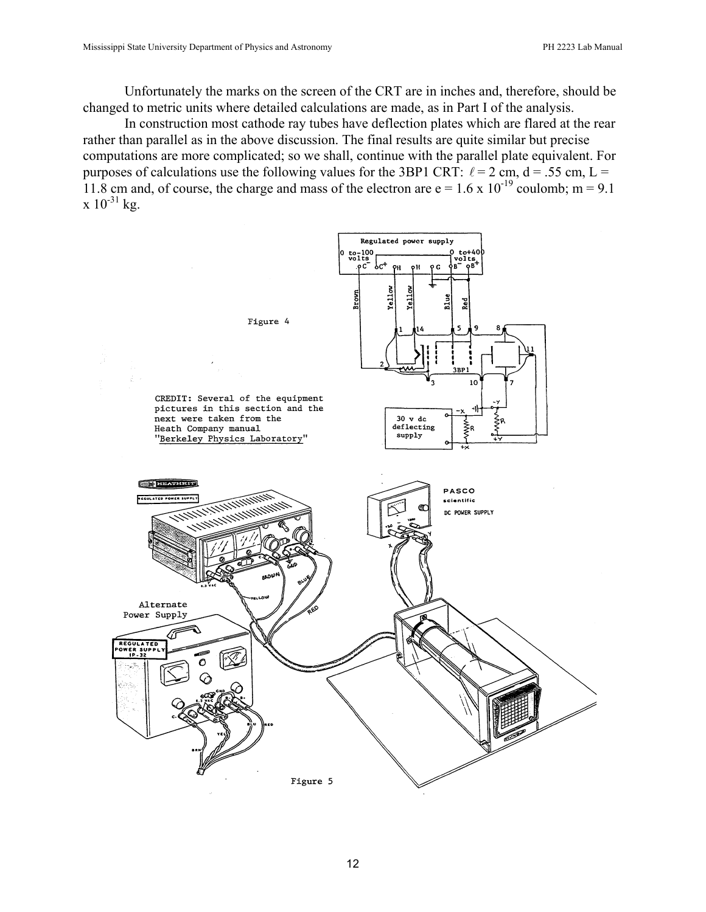Unfortunately the marks on the screen of the CRT are in inches and, therefore, should be changed to metric units where detailed calculations are made, as in Part I of the analysis.

In construction most cathode ray tubes have deflection plates which are flared at the rear rather than parallel as in the above discussion. The final results are quite similar but precise computations are more complicated; so we shall, continue with the parallel plate equivalent. For purposes of calculations use the following values for the 3BP1 CRT: $\ell = 2$ cm, d = .55 cm, L = 11.8 cm and, of course, the charge and mass of the electron are e = 1.6 x $10^{-19}$ coulomb; m = 9.1 x $10^{-31}$ kg.

Figure 4

CREDIT: Several of the equipment pictures in this section and the next were taken from the Heath Company manual "Berkeley Physics Laboratory"

Figure 5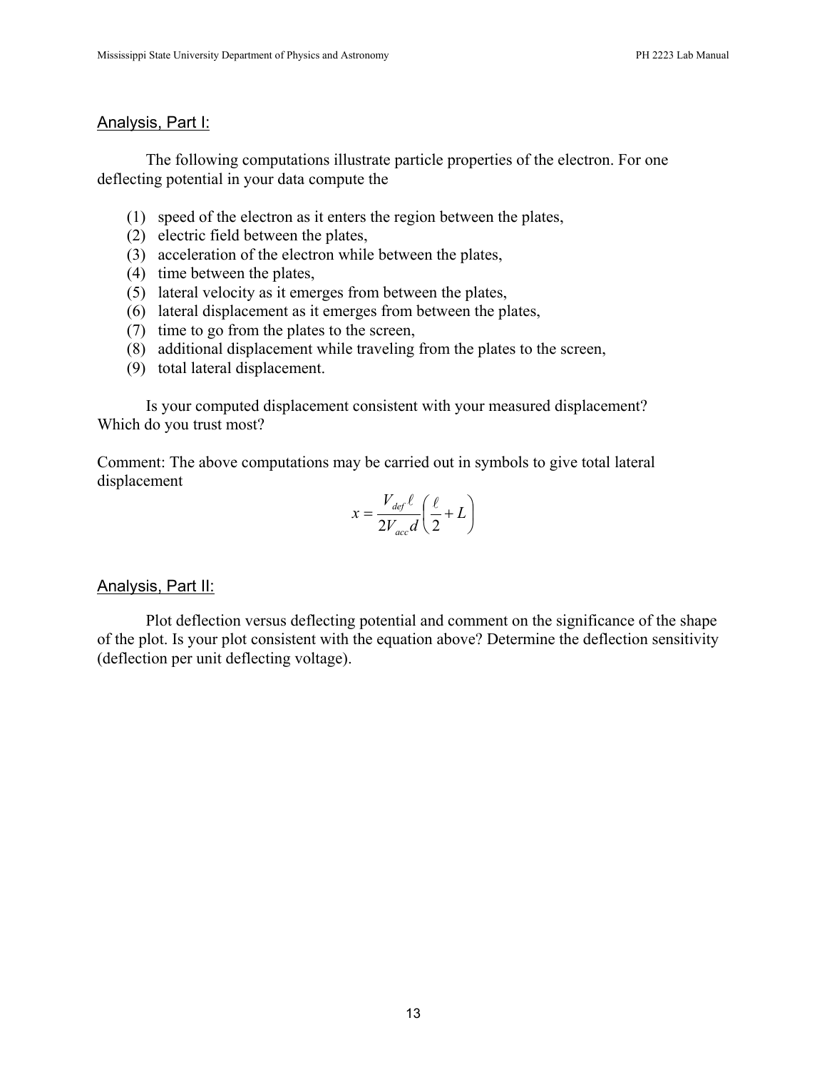## Analysis, Part I:

The following computations illustrate particle properties of the electron. For one deflecting potential in your data compute the

1. speed of the electron as it enters the region between the plates,
2. electric field between the plates,
3. acceleration of the electron while between the plates,
4. time between the plates,
5. lateral velocity as it emerges from between the plates,
6. lateral displacement as it emerges from between the plates,
7. time to go from the plates to the screen,
8. additional displacement while traveling from the plates to the screen,
9. total lateral displacement.

Is your computed displacement consistent with your measured displacement? Which do you trust most?

Comment: The above computations may be carried out in symbols to give total lateral displacement

$$x = \frac{V_{def}\,\ell}{2V_{acc}d}\left(\frac{\ell}{2} + L\right)$$

## Analysis, Part II:

Plot deflection versus deflecting potential and comment on the significance of the shape of the plot. Is your plot consistent with the equation above? Determine the deflection sensitivity (deflection per unit deflecting voltage).